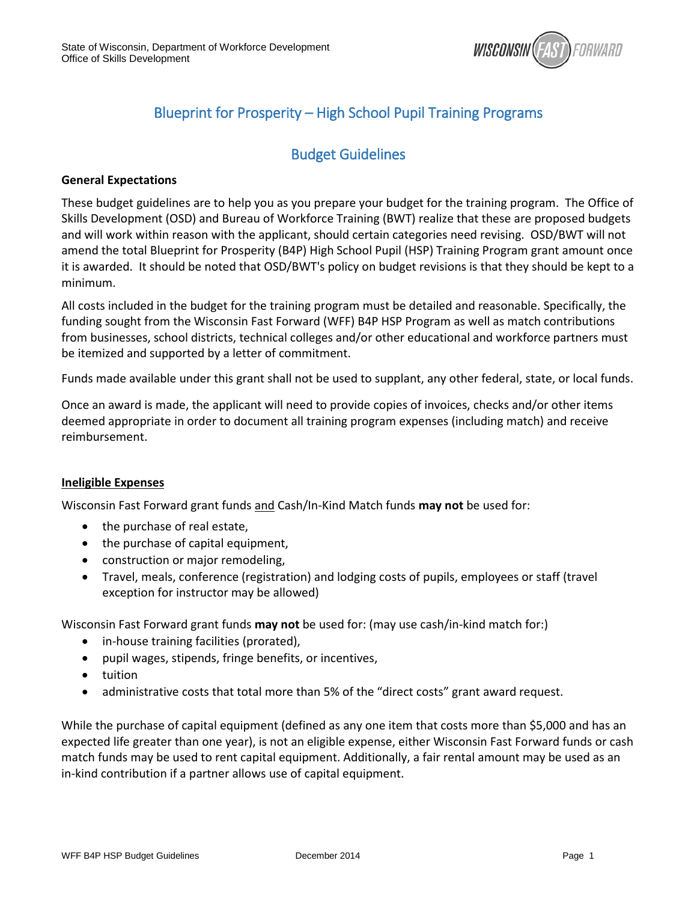# Blueprint for Prosperity – High School Pupil Training Programs

## Budget Guidelines

**General Expectations**

These budget guidelines are to help you as you prepare your budget for the training program. The Office of Skills Development (OSD) and Bureau of Workforce Training (BWT) realize that these are proposed budgets and will work within reason with the applicant, should certain categories need revising. OSD/BWT will not amend the total Blueprint for Prosperity (B4P) High School Pupil (HSP) Training Program grant amount once it is awarded. It should be noted that OSD/BWT's policy on budget revisions is that they should be kept to a minimum.

All costs included in the budget for the training program must be detailed and reasonable. Specifically, the funding sought from the Wisconsin Fast Forward (WFF) B4P HSP Program as well as match contributions from businesses, school districts, technical colleges and/or other educational and workforce partners must be itemized and supported by a letter of commitment.

Funds made available under this grant shall not be used to supplant, any other federal, state, or local funds.

Once an award is made, the applicant will need to provide copies of invoices, checks and/or other items deemed appropriate in order to document all training program expenses (including match) and receive reimbursement.

**Ineligible Expenses**

Wisconsin Fast Forward grant funds and Cash/In-Kind Match funds **may not** be used for:

- the purchase of real estate,
- the purchase of capital equipment,
- construction or major remodeling,
- Travel, meals, conference (registration) and lodging costs of pupils, employees or staff (travel exception for instructor may be allowed)

Wisconsin Fast Forward grant funds **may not** be used for: (may use cash/in-kind match for:)

- in-house training facilities (prorated),
- pupil wages, stipends, fringe benefits, or incentives,
- tuition
- administrative costs that total more than 5% of the "direct costs" grant award request.

While the purchase of capital equipment (defined as any one item that costs more than $5,000 and has an expected life greater than one year), is not an eligible expense, either Wisconsin Fast Forward funds or cash match funds may be used to rent capital equipment. Additionally, a fair rental amount may be used as an in-kind contribution if a partner allows use of capital equipment.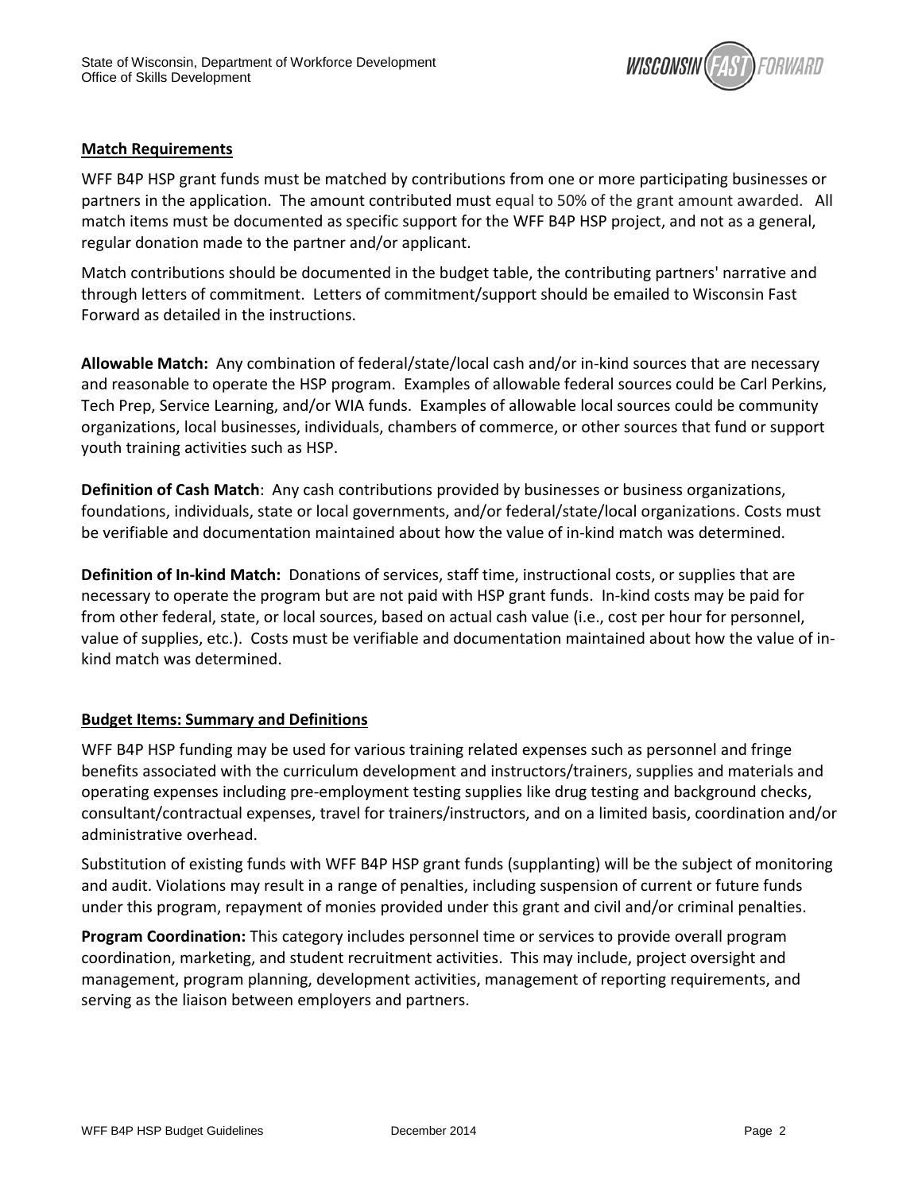**Match Requirements**

WFF B4P HSP grant funds must be matched by contributions from one or more participating businesses or partners in the application. The amount contributed must equal to 50% of the grant amount awarded. All match items must be documented as specific support for the WFF B4P HSP project, and not as a general, regular donation made to the partner and/or applicant.

Match contributions should be documented in the budget table, the contributing partners' narrative and through letters of commitment. Letters of commitment/support should be emailed to Wisconsin Fast Forward as detailed in the instructions.

**Allowable Match:** Any combination of federal/state/local cash and/or in-kind sources that are necessary and reasonable to operate the HSP program. Examples of allowable federal sources could be Carl Perkins, Tech Prep, Service Learning, and/or WIA funds. Examples of allowable local sources could be community organizations, local businesses, individuals, chambers of commerce, or other sources that fund or support youth training activities such as HSP.

**Definition of Cash Match**: Any cash contributions provided by businesses or business organizations, foundations, individuals, state or local governments, and/or federal/state/local organizations. Costs must be verifiable and documentation maintained about how the value of in-kind match was determined.

**Definition of In-kind Match:** Donations of services, staff time, instructional costs, or supplies that are necessary to operate the program but are not paid with HSP grant funds. In-kind costs may be paid for from other federal, state, or local sources, based on actual cash value (i.e., cost per hour for personnel, value of supplies, etc.). Costs must be verifiable and documentation maintained about how the value of in-kind match was determined.

**Budget Items: Summary and Definitions**

WFF B4P HSP funding may be used for various training related expenses such as personnel and fringe benefits associated with the curriculum development and instructors/trainers, supplies and materials and operating expenses including pre-employment testing supplies like drug testing and background checks, consultant/contractual expenses, travel for trainers/instructors, and on a limited basis, coordination and/or administrative overhead.

Substitution of existing funds with WFF B4P HSP grant funds (supplanting) will be the subject of monitoring and audit. Violations may result in a range of penalties, including suspension of current or future funds under this program, repayment of monies provided under this grant and civil and/or criminal penalties.

**Program Coordination:** This category includes personnel time or services to provide overall program coordination, marketing, and student recruitment activities. This may include, project oversight and management, program planning, development activities, management of reporting requirements, and serving as the liaison between employers and partners.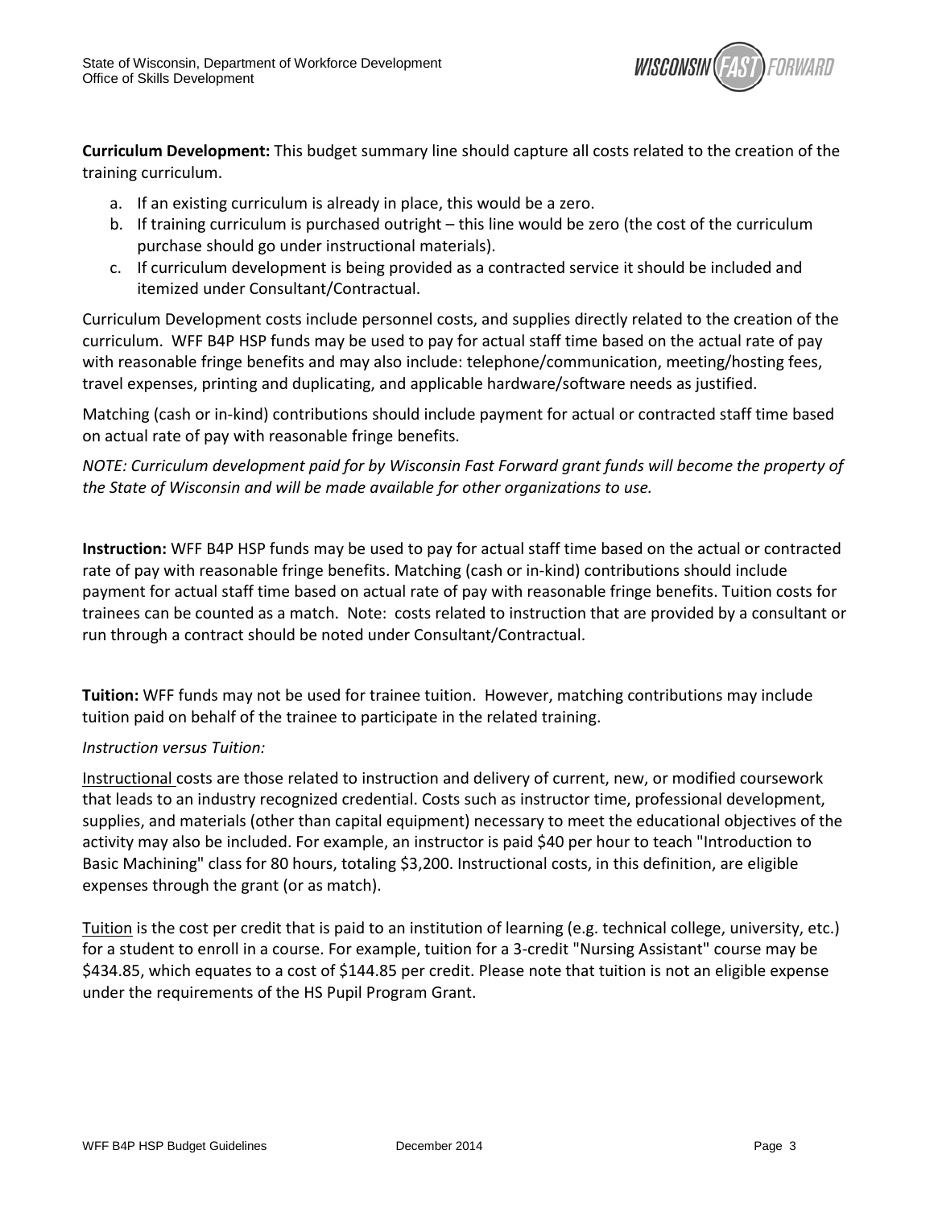**Curriculum Development:** This budget summary line should capture all costs related to the creation of the training curriculum.

a. If an existing curriculum is already in place, this would be a zero.
b. If training curriculum is purchased outright – this line would be zero (the cost of the curriculum purchase should go under instructional materials).
c. If curriculum development is being provided as a contracted service it should be included and itemized under Consultant/Contractual.

Curriculum Development costs include personnel costs, and supplies directly related to the creation of the curriculum. WFF B4P HSP funds may be used to pay for actual staff time based on the actual rate of pay with reasonable fringe benefits and may also include: telephone/communication, meeting/hosting fees, travel expenses, printing and duplicating, and applicable hardware/software needs as justified.

Matching (cash or in-kind) contributions should include payment for actual or contracted staff time based on actual rate of pay with reasonable fringe benefits.

*NOTE: Curriculum development paid for by Wisconsin Fast Forward grant funds will become the property of the State of Wisconsin and will be made available for other organizations to use.*

**Instruction:** WFF B4P HSP funds may be used to pay for actual staff time based on the actual or contracted rate of pay with reasonable fringe benefits. Matching (cash or in-kind) contributions should include payment for actual staff time based on actual rate of pay with reasonable fringe benefits. Tuition costs for trainees can be counted as a match. Note: costs related to instruction that are provided by a consultant or run through a contract should be noted under Consultant/Contractual.

**Tuition:** WFF funds may not be used for trainee tuition. However, matching contributions may include tuition paid on behalf of the trainee to participate in the related training.

*Instruction versus Tuition:*

<u>Instructional</u> costs are those related to instruction and delivery of current, new, or modified coursework that leads to an industry recognized credential. Costs such as instructor time, professional development, supplies, and materials (other than capital equipment) necessary to meet the educational objectives of the activity may also be included. For example, an instructor is paid $40 per hour to teach "Introduction to Basic Machining" class for 80 hours, totaling $3,200. Instructional costs, in this definition, are eligible expenses through the grant (or as match).

<u>Tuition</u> is the cost per credit that is paid to an institution of learning (e.g. technical college, university, etc.) for a student to enroll in a course. For example, tuition for a 3-credit "Nursing Assistant" course may be $434.85, which equates to a cost of $144.85 per credit. Please note that tuition is not an eligible expense under the requirements of the HS Pupil Program Grant.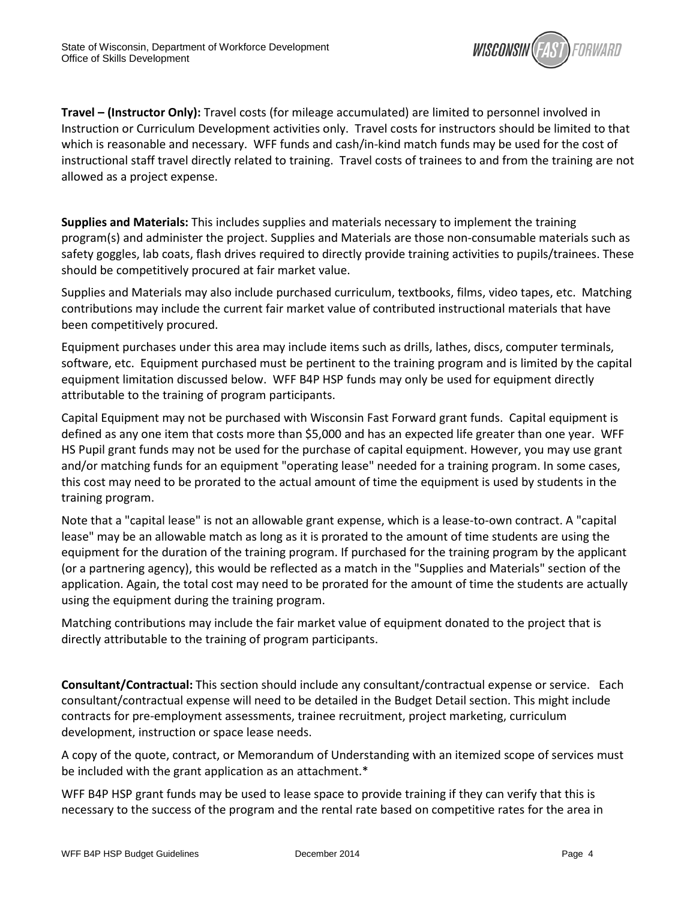**Travel – (Instructor Only):** Travel costs (for mileage accumulated) are limited to personnel involved in Instruction or Curriculum Development activities only. Travel costs for instructors should be limited to that which is reasonable and necessary. WFF funds and cash/in-kind match funds may be used for the cost of instructional staff travel directly related to training. Travel costs of trainees to and from the training are not allowed as a project expense.

**Supplies and Materials:** This includes supplies and materials necessary to implement the training program(s) and administer the project. Supplies and Materials are those non-consumable materials such as safety goggles, lab coats, flash drives required to directly provide training activities to pupils/trainees. These should be competitively procured at fair market value.

Supplies and Materials may also include purchased curriculum, textbooks, films, video tapes, etc. Matching contributions may include the current fair market value of contributed instructional materials that have been competitively procured.

Equipment purchases under this area may include items such as drills, lathes, discs, computer terminals, software, etc. Equipment purchased must be pertinent to the training program and is limited by the capital equipment limitation discussed below. WFF B4P HSP funds may only be used for equipment directly attributable to the training of program participants.

Capital Equipment may not be purchased with Wisconsin Fast Forward grant funds. Capital equipment is defined as any one item that costs more than $5,000 and has an expected life greater than one year. WFF HS Pupil grant funds may not be used for the purchase of capital equipment. However, you may use grant and/or matching funds for an equipment "operating lease" needed for a training program. In some cases, this cost may need to be prorated to the actual amount of time the equipment is used by students in the training program.

Note that a "capital lease" is not an allowable grant expense, which is a lease-to-own contract. A "capital lease" may be an allowable match as long as it is prorated to the amount of time students are using the equipment for the duration of the training program. If purchased for the training program by the applicant (or a partnering agency), this would be reflected as a match in the "Supplies and Materials" section of the application. Again, the total cost may need to be prorated for the amount of time the students are actually using the equipment during the training program.

Matching contributions may include the fair market value of equipment donated to the project that is directly attributable to the training of program participants.

**Consultant/Contractual:** This section should include any consultant/contractual expense or service. Each consultant/contractual expense will need to be detailed in the Budget Detail section. This might include contracts for pre-employment assessments, trainee recruitment, project marketing, curriculum development, instruction or space lease needs.

A copy of the quote, contract, or Memorandum of Understanding with an itemized scope of services must be included with the grant application as an attachment.*

WFF B4P HSP grant funds may be used to lease space to provide training if they can verify that this is necessary to the success of the program and the rental rate based on competitive rates for the area in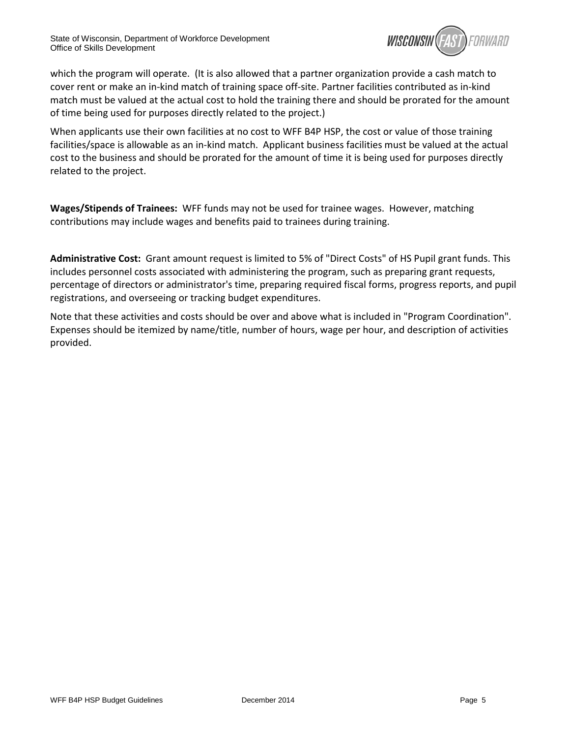which the program will operate. (It is also allowed that a partner organization provide a cash match to cover rent or make an in-kind match of training space off-site. Partner facilities contributed as in-kind match must be valued at the actual cost to hold the training there and should be prorated for the amount of time being used for purposes directly related to the project.)

When applicants use their own facilities at no cost to WFF B4P HSP, the cost or value of those training facilities/space is allowable as an in-kind match. Applicant business facilities must be valued at the actual cost to the business and should be prorated for the amount of time it is being used for purposes directly related to the project.

**Wages/Stipends of Trainees:** WFF funds may not be used for trainee wages. However, matching contributions may include wages and benefits paid to trainees during training.

**Administrative Cost:** Grant amount request is limited to 5% of "Direct Costs" of HS Pupil grant funds. This includes personnel costs associated with administering the program, such as preparing grant requests, percentage of directors or administrator's time, preparing required fiscal forms, progress reports, and pupil registrations, and overseeing or tracking budget expenditures.

Note that these activities and costs should be over and above what is included in "Program Coordination". Expenses should be itemized by name/title, number of hours, wage per hour, and description of activities provided.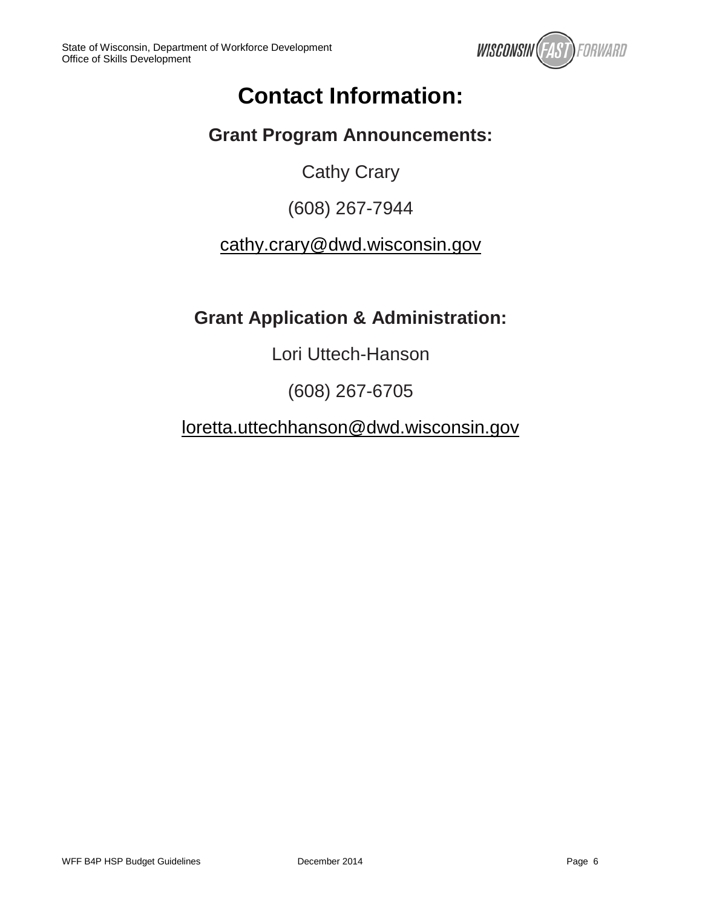# Contact Information:

## Grant Program Announcements:

Cathy Crary

(608) 267-7944

cathy.crary@dwd.wisconsin.gov

## Grant Application & Administration:

Lori Uttech-Hanson

(608) 267-6705

loretta.uttechhanson@dwd.wisconsin.gov